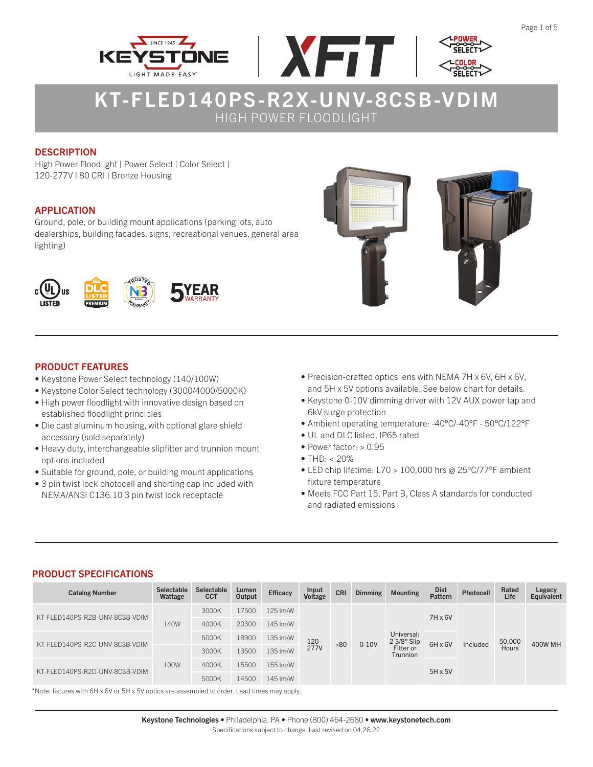# KT-FLED140PS-R2X-UNV-8CSB-VDIM

HIGH POWER FLOODLIGHT

## DESCRIPTION

High Power Floodlight | Power Select | Color Select | 120-277V | 80 CRI | Bronze Housing

## APPLICATION

Ground, pole, or building mount applications (parking lots, auto dealerships, building facades, signs, recreational venues, general area lighting)

## PRODUCT FEATURES

- Keystone Power Select technology (140/100W)
- Keystone Color Select technology (3000/4000/5000K)
- High power floodlight with innovative design based on established floodlight principles
- Die cast aluminum housing, with optional glare shield accessory (sold separately)
- Heavy duty, interchangeable slipfitter and trunnion mount options included
- Suitable for ground, pole, or building mount applications
- 3 pin twist lock photocell and shorting cap included with NEMA/ANSI C136.10 3 pin twist lock receptacle
- Precision-crafted optics lens with NEMA 7H x 6V, 6H x 6V, and 5H x 5V options available. See below chart for details.
- Keystone 0-10V dimming driver with 12V AUX power tap and 6kV surge protection
- Ambient operating temperature: -40°C/-40°F - 50°C/122°F
- UL and DLC listed, IP65 rated
- Power factor: > 0.95
- THD: < 20%
- LED chip lifetime: L70 > 100,000 hrs @ 25°C/77°F ambient fixture temperature
- Meets FCC Part 15, Part B, Class A standards for conducted and radiated emissions

## PRODUCT SPECIFICATIONS

| Catalog Number | Selectable Wattage | Selectable CCT | Lumen Output | Efficacy | Input Voltage | CRI | Dimming | Mounting | Dist Pattern | Photocell | Rated Life | Legacy Equivalent |
|---|---|---|---|---|---|---|---|---|---|---|---|---|
| KT-FLED140PS-R2B-UNV-8CSB-VDIM | 140W | 3000K | 17500 | 125 lm/W | 120 - 277V | >80 | 0-10V | Universal: 2 3/8" Slip Fitter or Trunnion | 7H x 6V | Included | 50,000 Hours | 400W MH |
| | | 4000K | 20300 | 145 lm/W | | | | | | | | |
| KT-FLED140PS-R2C-UNV-8CSB-VDIM | | 5000K | 18900 | 135 lm/W | | | | | 6H x 6V | | | |
| | 100W | 3000K | 13500 | 135 lm/W | | | | | | | | |
| KT-FLED140PS-R2D-UNV-8CSB-VDIM | | 4000K | 15500 | 155 lm/W | | | | | 5H x 5V | | | |
| | | 5000K | 14500 | 145 lm/W | | | | | | | | |

*Note: fixtures with 6H x 6V or 5H x 5V optics are assembled to order. Lead times may apply.

**Keystone Technologies** • Philadelphia, PA • Phone (800) 464-2680 • **www.keystonetech.com**

Specifications subject to change. Last revised on 04.26.22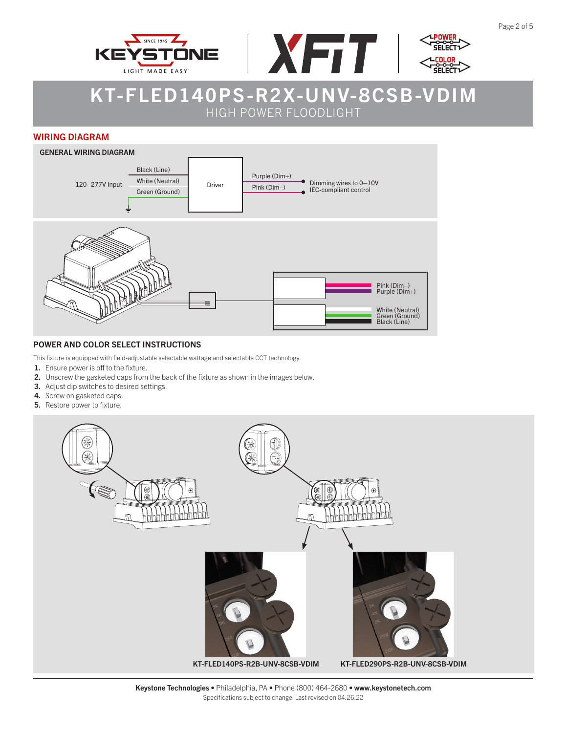# KT-FLED140PS-R2X-UNV-8CSB-VDIM

HIGH POWER FLOODLIGHT

## WIRING DIAGRAM

### GENERAL WIRING DIAGRAM

120–277V Input

Black (Line)

White (Neutral)

Green (Ground)

Driver

Purple (Dim+)

Pink (Dim–)

Dimming wires to 0–10V IEC-compliant control

Pink (Dim–)

Purple (Dim+)

White (Neutral)

Green (Ground)

Black (Line)

### POWER AND COLOR SELECT INSTRUCTIONS

This fixture is equipped with field-adjustable selectable wattage and selectable CCT technology.

1. Ensure power is off to the fixture.
2. Unscrew the gasketed caps from the back of the fixture as shown in the images below.
3. Adjust dip switches to desired settings.
4. Screw on gasketed caps.
5. Restore power to fixture.

KT-FLED140PS-R2B-UNV-8CSB-VDIM

KT-FLED290PS-R2B-UNV-8CSB-VDIM

**Keystone Technologies** • Philadelphia, PA • Phone (800) 464-2680 • **www.keystonetech.com**

Specifications subject to change. Last revised on 04.26.22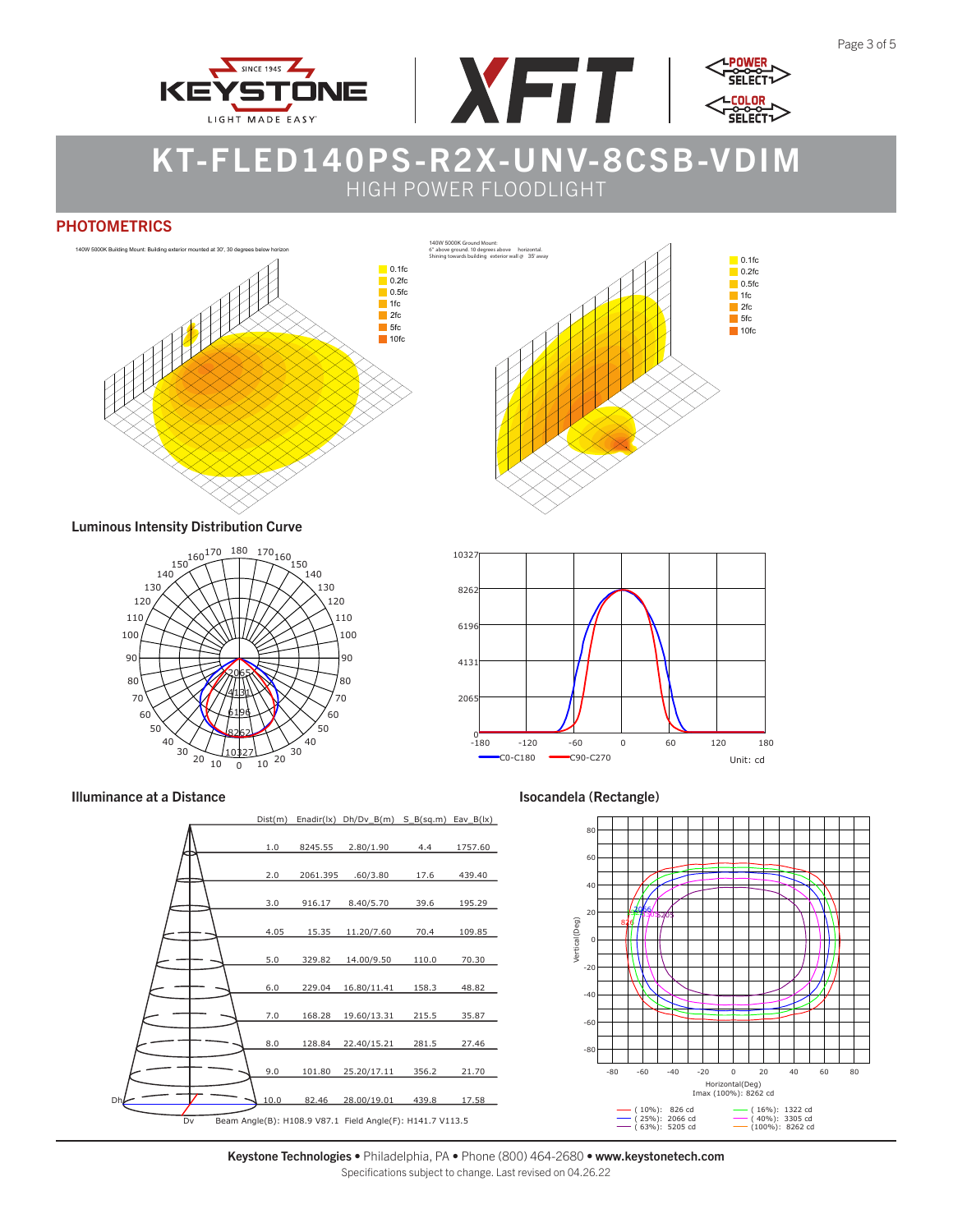# KT-FLED140PS-R2X-UNV-8CSB-VDIM

HIGH POWER FLOODLIGHT

## PHOTOMETRICS

140W 5000K Building Mount: Building exterior mounted at 30', 30 degrees below horizon

140W 5000K Ground Mount: 6" above ground. 10 degrees above horizontal. Shining towards building exterior wall @ 35' away

### Luminous Intensity Distribution Curve

### Illuminance at a Distance

| Dist(m) | Enadir(lx) | Dh/Dv_B(m) | S_B(sq.m) | Eav_B(lx) |
|---|---|---|---|---|
| 1.0 | 8245.55 | 2.80/1.90 | 4.4 | 1757.60 |
| 2.0 | 2061.395 | .60/3.80 | 17.6 | 439.40 |
| 3.0 | 916.17 | 8.40/5.70 | 39.6 | 195.29 |
| 4.05 | 15.35 | 11.20/7.60 | 70.4 | 109.85 |
| 5.0 | 329.82 | 14.00/9.50 | 110.0 | 70.30 |
| 6.0 | 229.04 | 16.80/11.41 | 158.3 | 48.82 |
| 7.0 | 168.28 | 19.60/13.31 | 215.5 | 35.87 |
| 8.0 | 128.84 | 22.40/15.21 | 281.5 | 27.46 |
| 9.0 | 101.80 | 25.20/17.11 | 356.2 | 21.70 |
| 10.0 | 82.46 | 28.00/19.01 | 439.8 | 17.58 |

Beam Angle(B): H108.9 V87.1 Field Angle(F): H141.7 V113.5

### Isocandela (Rectangle)

Imax (100%): 8262 cd

( 10%): 826 cd, ( 25%): 2066 cd, ( 63%): 5205 cd, ( 16%): 1322 cd, ( 40%): 3305 cd, (100%): 8262 cd

**Keystone Technologies** • Philadelphia, PA • Phone (800) 464-2680 • **www.keystonetech.com**

Specifications subject to change. Last revised on 04.26.22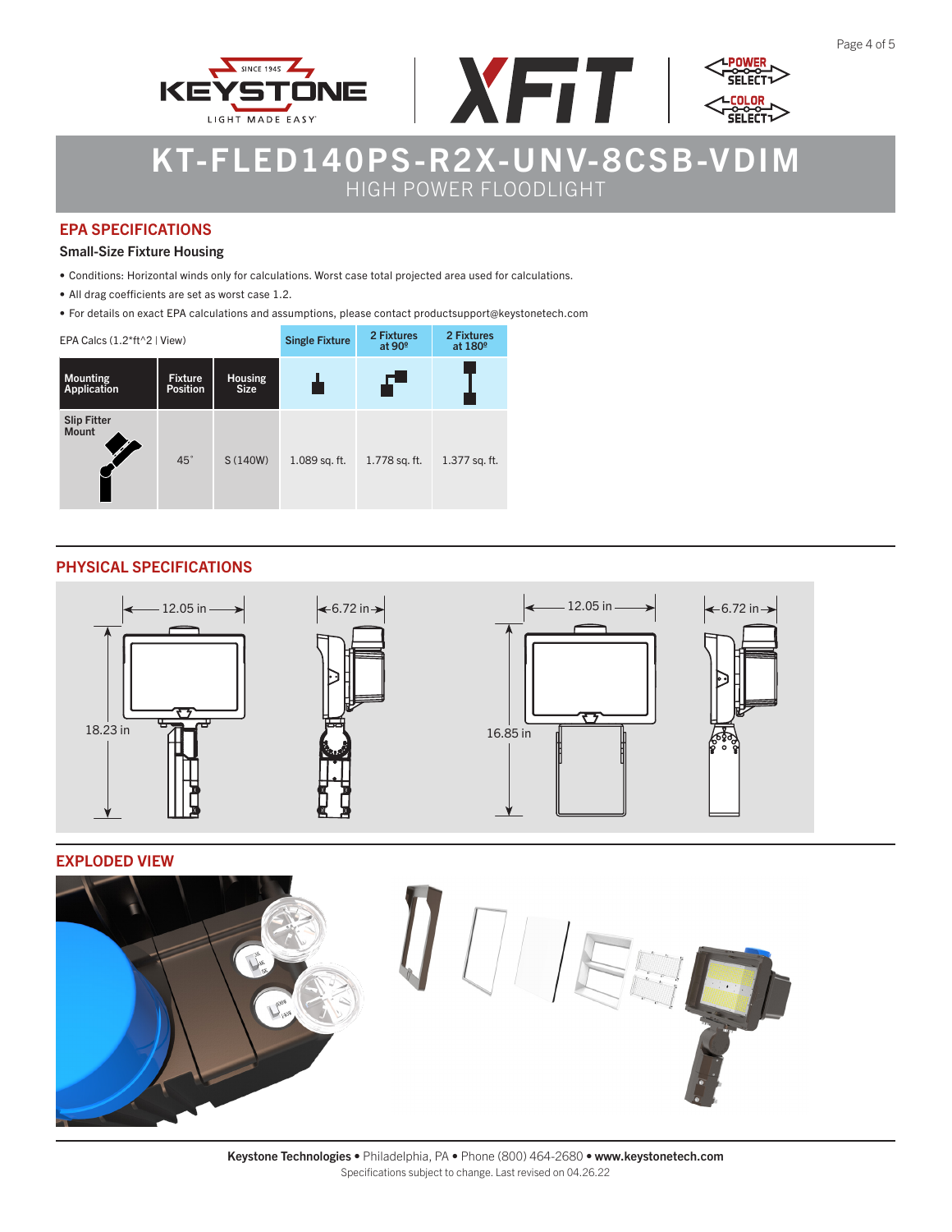# KT-FLED140PS-R2X-UNV-8CSB-VDIM

HIGH POWER FLOODLIGHT

## EPA SPECIFICATIONS

### Small-Size Fixture Housing

- Conditions: Horizontal winds only for calculations. Worst case total projected area used for calculations.
- All drag coefficients are set as worst case 1.2.
- For details on exact EPA calculations and assumptions, please contact productsupport@keystonetech.com

| EPA Calcs (1.2*ft^2 \| View) | | | Single Fixture | 2 Fixtures at 90º | 2 Fixtures at 180º |
|---|---|---|---|---|---|
| **Mounting Application** | **Fixture Position** | **Housing Size** | | | |
| Slip Fitter Mount | 45° | S (140W) | 1.089 sq. ft. | 1.778 sq. ft. | 1.377 sq. ft. |

## PHYSICAL SPECIFICATIONS

12.05 in | 6.72 in | 18.23 in | 12.05 in | 6.72 in | 16.85 in

## EXPLODED VIEW

**Keystone Technologies** • Philadelphia, PA • Phone (800) 464-2680 • **www.keystonetech.com**

Specifications subject to change. Last revised on 04.26.22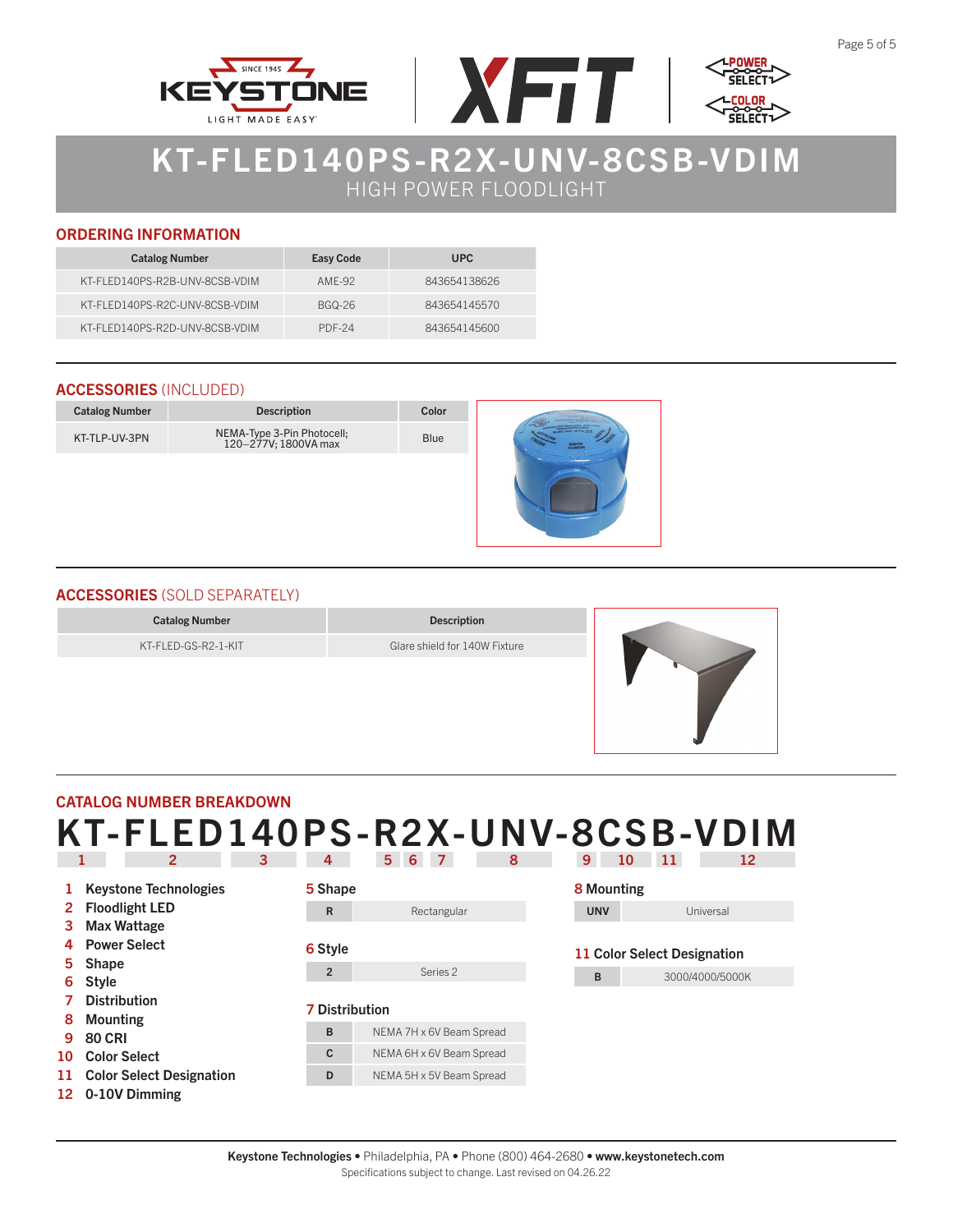# KT-FLED140PS-R2X-UNV-8CSB-VDIM

HIGH POWER FLOODLIGHT

## ORDERING INFORMATION

| Catalog Number | Easy Code | UPC |
|---|---|---|
| KT-FLED140PS-R2B-UNV-8CSB-VDIM | AME-92 | 843654138626 |
| KT-FLED140PS-R2C-UNV-8CSB-VDIM | BGQ-26 | 843654145570 |
| KT-FLED140PS-R2D-UNV-8CSB-VDIM | PDF-24 | 843654145600 |

## ACCESSORIES (INCLUDED)

| Catalog Number | Description | Color |
|---|---|---|
| KT-TLP-UV-3PN | NEMA-Type 3-Pin Photocell; 120–277V; 1800VA max | Blue |

## ACCESSORIES (SOLD SEPARATELY)

| Catalog Number | Description |
|---|---|
| KT-FLED-GS-R2-1-KIT | Glare shield for 140W Fixture |

## CATALOG NUMBER BREAKDOWN

**KT-FLED140PS-R2X-UNV-8CSB-VDIM**

1 Keystone Technologies
2 Floodlight LED
3 Max Wattage
4 Power Select
5 Shape
6 Style
7 Distribution
8 Mounting
9 80 CRI
10 Color Select
11 Color Select Designation
12 0-10V Dimming

**5 Shape**

| | |
|---|---|
| R | Rectangular |

**6 Style**

| | |
|---|---|
| 2 | Series 2 |

**7 Distribution**

| | |
|---|---|
| B | NEMA 7H x 6V Beam Spread |
| C | NEMA 6H x 6V Beam Spread |
| D | NEMA 5H x 5V Beam Spread |

**8 Mounting**

| | |
|---|---|
| UNV | Universal |

**11 Color Select Designation**

| | |
|---|---|
| B | 3000/4000/5000K |

**Keystone Technologies** • Philadelphia, PA • Phone (800) 464-2680 • **www.keystonetech.com**
Specifications subject to change. Last revised on 04.26.22